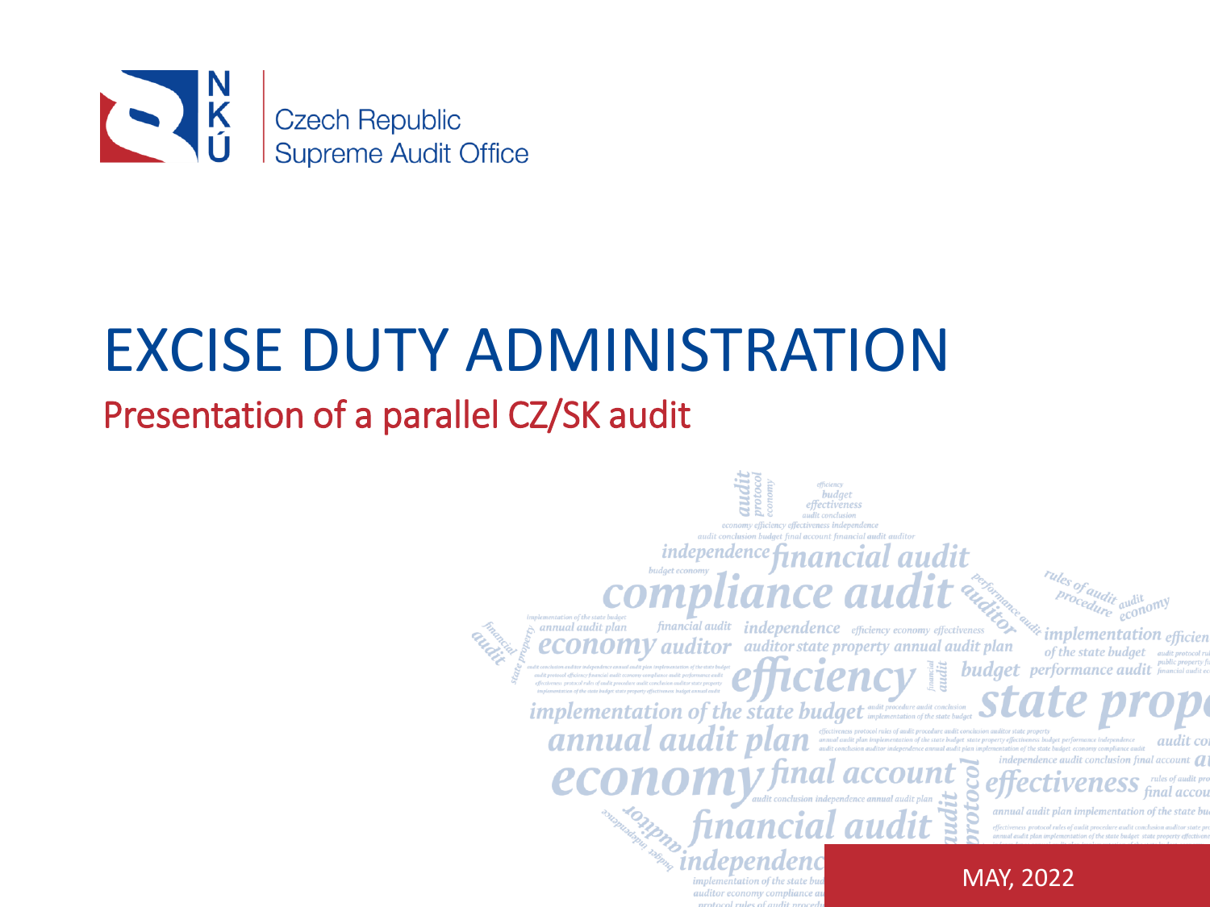NKÚ Czech Republic Supreme Audit Office

# EXCISE DUTY ADMINISTRATION

## Presentation of a parallel CZ/SK audit

MAY, 2022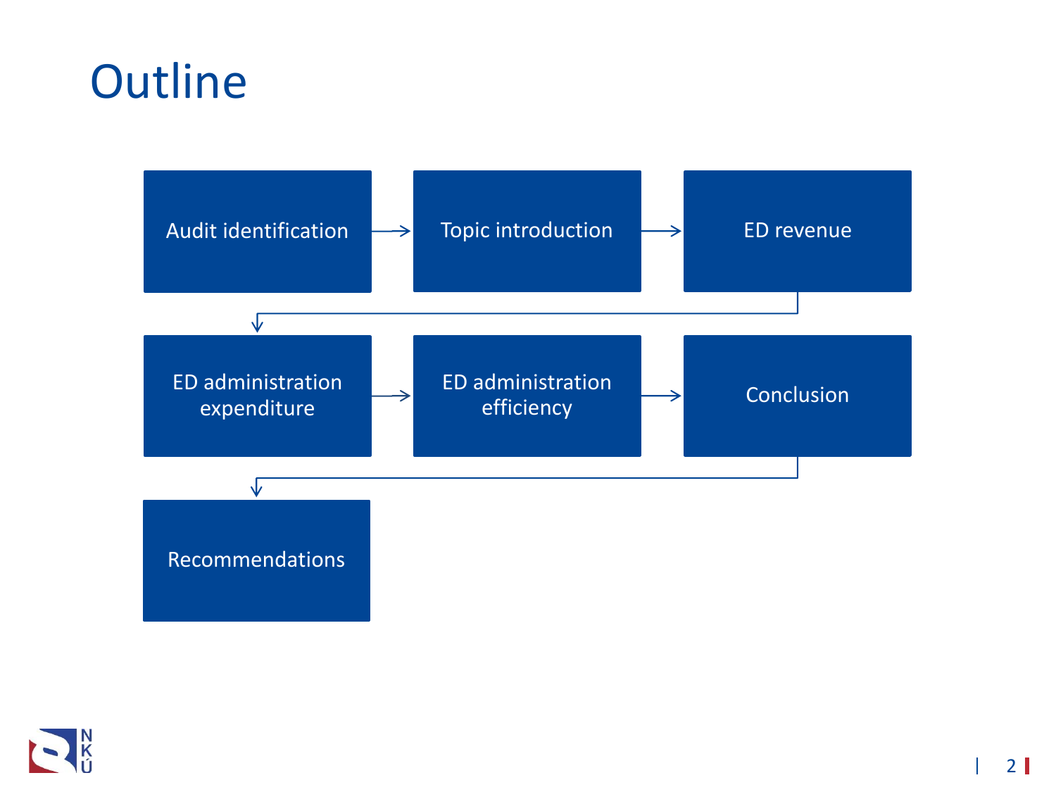# Outline

1. Audit identification
2. Topic introduction
3. ED revenue
4. ED administration expenditure
5. ED administration efficiency
6. Conclusion
7. Recommendations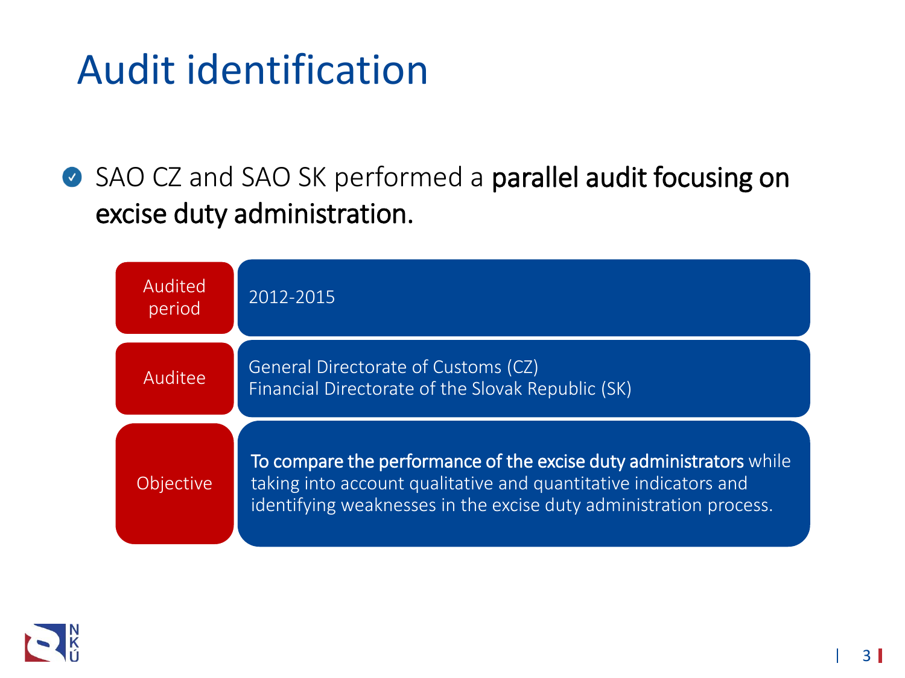# Audit identification

- SAO CZ and SAO SK performed a **parallel audit focusing on excise duty administration.**

| | |
|---|---|
| Audited period | 2012-2015 |
| Auditee | General Directorate of Customs (CZ)<br>Financial Directorate of the Slovak Republic (SK) |
| Objective | **To compare the performance of the excise duty administrators** while taking into account qualitative and quantitative indicators and identifying weaknesses in the excise duty administration process. |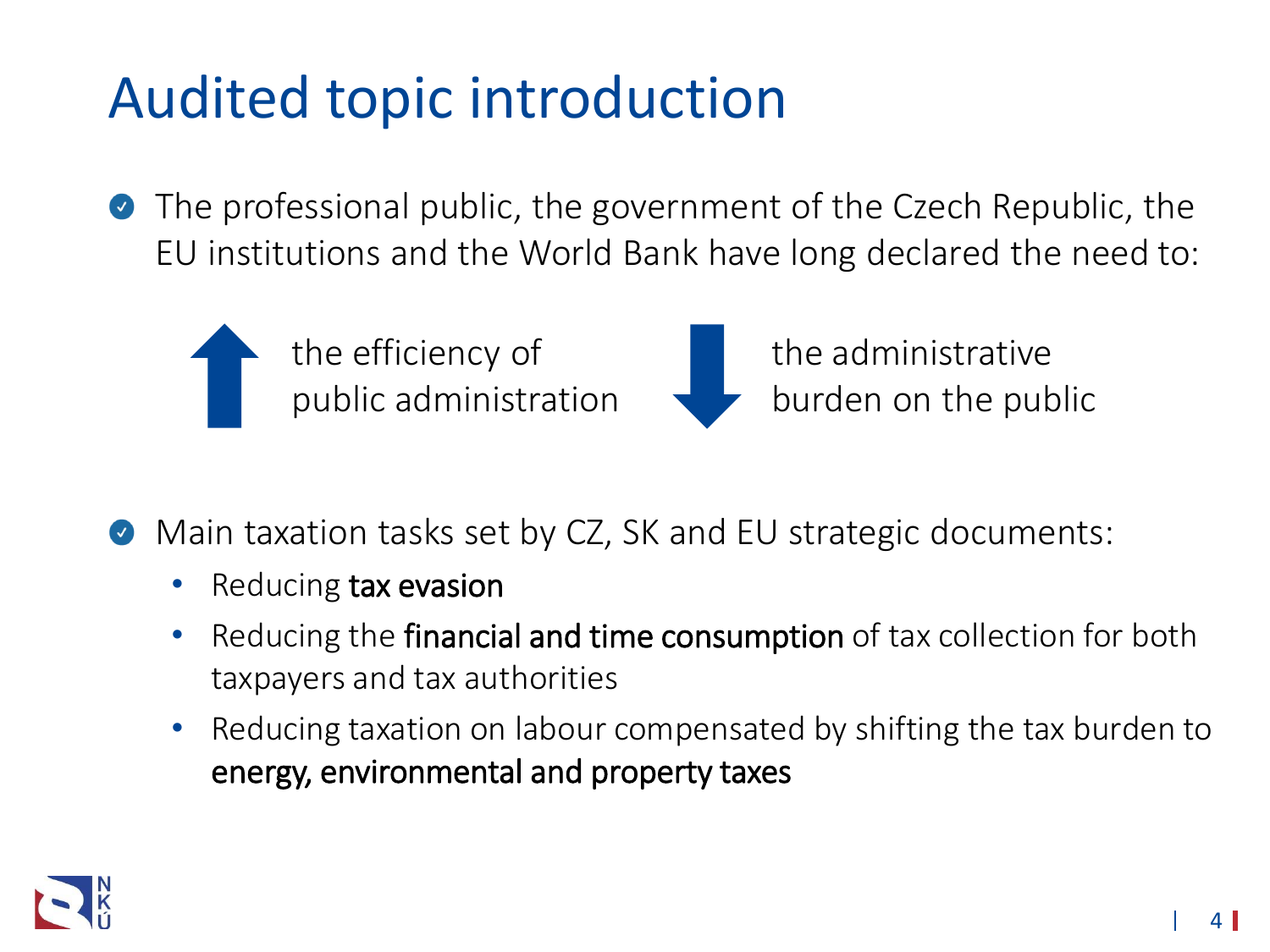# Audited topic introduction

- The professional public, the government of the Czech Republic, the EU institutions and the World Bank have long declared the need to:

  - ↑ the efficiency of public administration
  - ↓ the administrative burden on the public

- Main taxation tasks set by CZ, SK and EU strategic documents:
  - Reducing **tax evasion**
  - Reducing the **financial and time consumption** of tax collection for both taxpayers and tax authorities
  - Reducing taxation on labour compensated by shifting the tax burden to **energy, environmental and property taxes**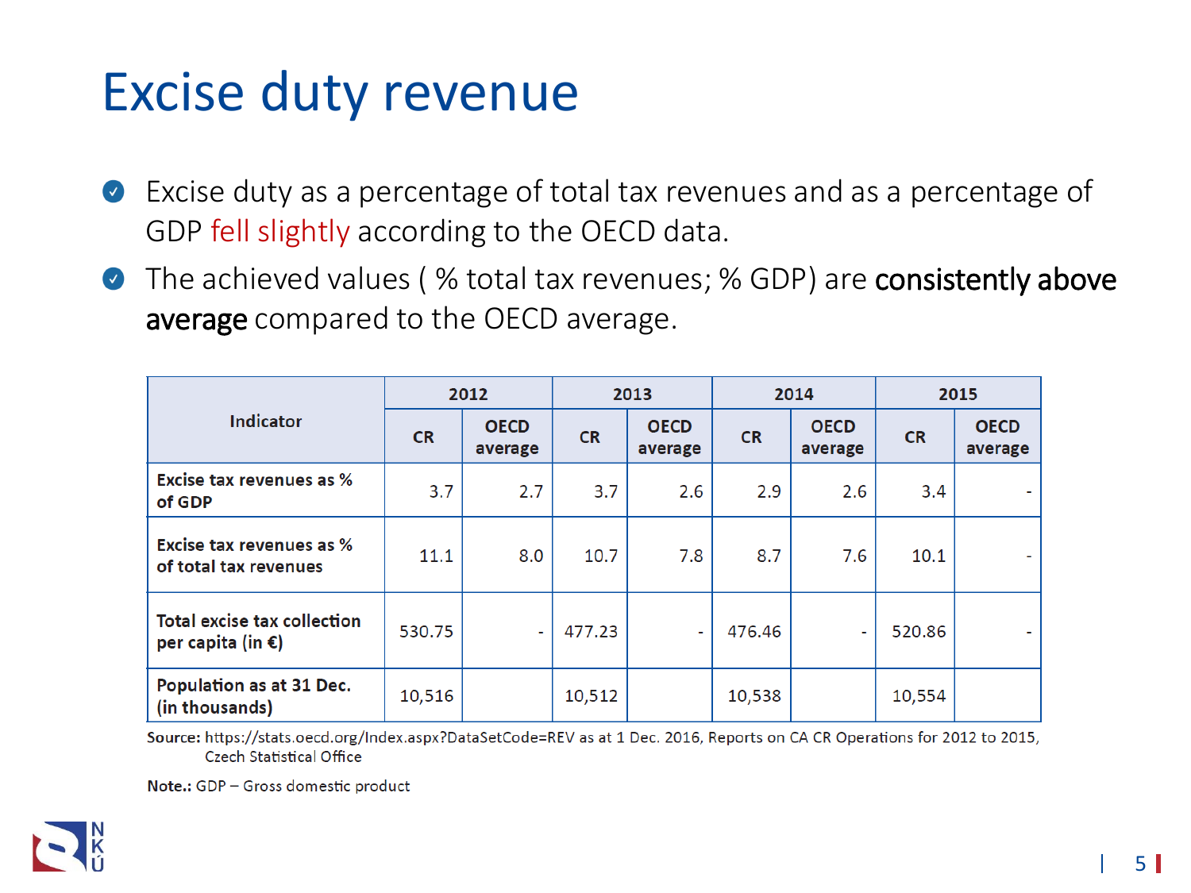# Excise duty revenue

- Excise duty as a percentage of total tax revenues and as a percentage of GDP fell slightly according to the OECD data.
- The achieved values ( % total tax revenues; % GDP) are **consistently above average** compared to the OECD average.

| Indicator | 2012 | | 2013 | | 2014 | | 2015 | |
|---|---|---|---|---|---|---|---|---|
| | CR | OECD average | CR | OECD average | CR | OECD average | CR | OECD average |
| **Excise tax revenues as % of GDP** | 3.7 | 2.7 | 3.7 | 2.6 | 2.9 | 2.6 | 3.4 | - |
| **Excise tax revenues as % of total tax revenues** | 11.1 | 8.0 | 10.7 | 7.8 | 8.7 | 7.6 | 10.1 | - |
| **Total excise tax collection per capita (in €)** | 530.75 | - | 477.23 | - | 476.46 | - | 520.86 | - |
| **Population as at 31 Dec. (in thousands)** | 10,516 | | 10,512 | | 10,538 | | 10,554 | |

**Source:** https://stats.oecd.org/Index.aspx?DataSetCode=REV as at 1 Dec. 2016, Reports on CA CR Operations for 2012 to 2015, Czech Statistical Office

**Note.:** GDP – Gross domestic product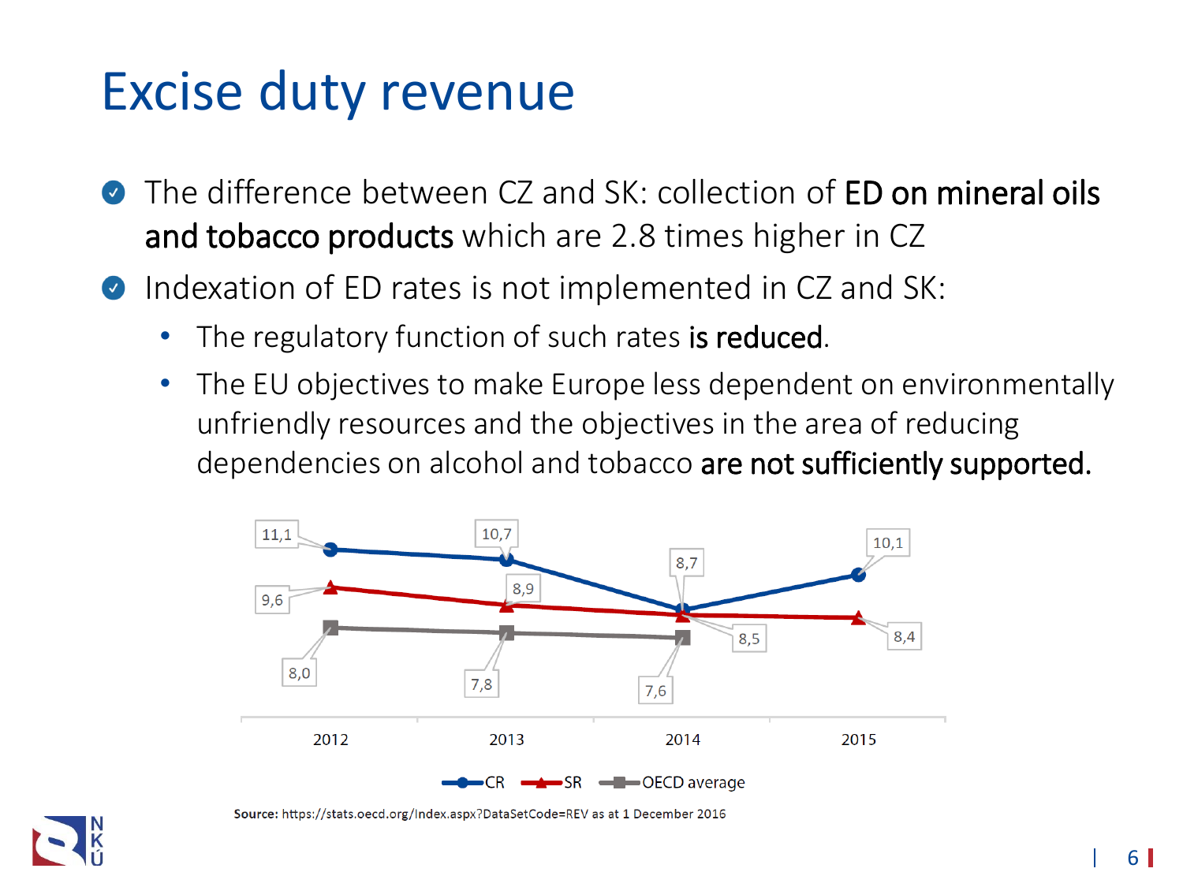# Excise duty revenue

- The difference between CZ and SK: collection of **ED on mineral oils and tobacco products** which are 2.8 times higher in CZ
- Indexation of ED rates is not implemented in CZ and SK:
  - The regulatory function of such rates **is reduced**.
  - The EU objectives to make Europe less dependent on environmentally unfriendly resources and the objectives in the area of reducing dependencies on alcohol and tobacco **are not sufficiently supported.**

| | 2012 | 2013 | 2014 | 2015 |
|---|---|---|---|---|
| CR | 11,1 | 10,7 | 8,7 | 10,1 |
| SR | 9,6 | 8,9 | 8,5 | 8,4 |
| OECD average | 8,0 | 7,8 | 7,6 | |

**Source:** https://stats.oecd.org/Index.aspx?DataSetCode=REV as at 1 December 2016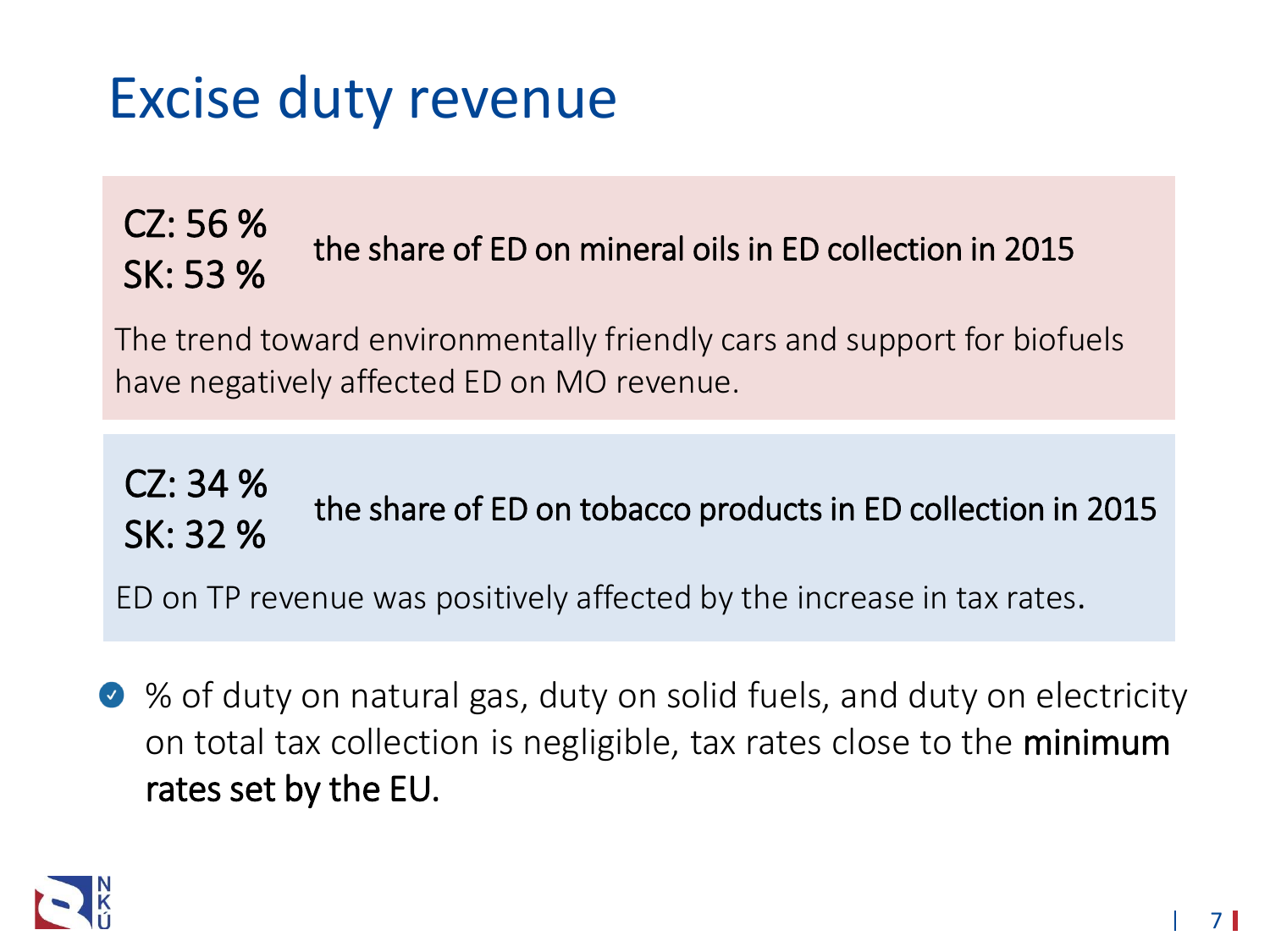# Excise duty revenue

CZ: 56 %
SK: 53 %

the share of ED on mineral oils in ED collection in 2015

The trend toward environmentally friendly cars and support for biofuels have negatively affected ED on MO revenue.

CZ: 34 %
SK: 32 %

the share of ED on tobacco products in ED collection in 2015

ED on TP revenue was positively affected by the increase in tax rates.

- % of duty on natural gas, duty on solid fuels, and duty on electricity on total tax collection is negligible, tax rates close to the **minimum rates set by the EU.**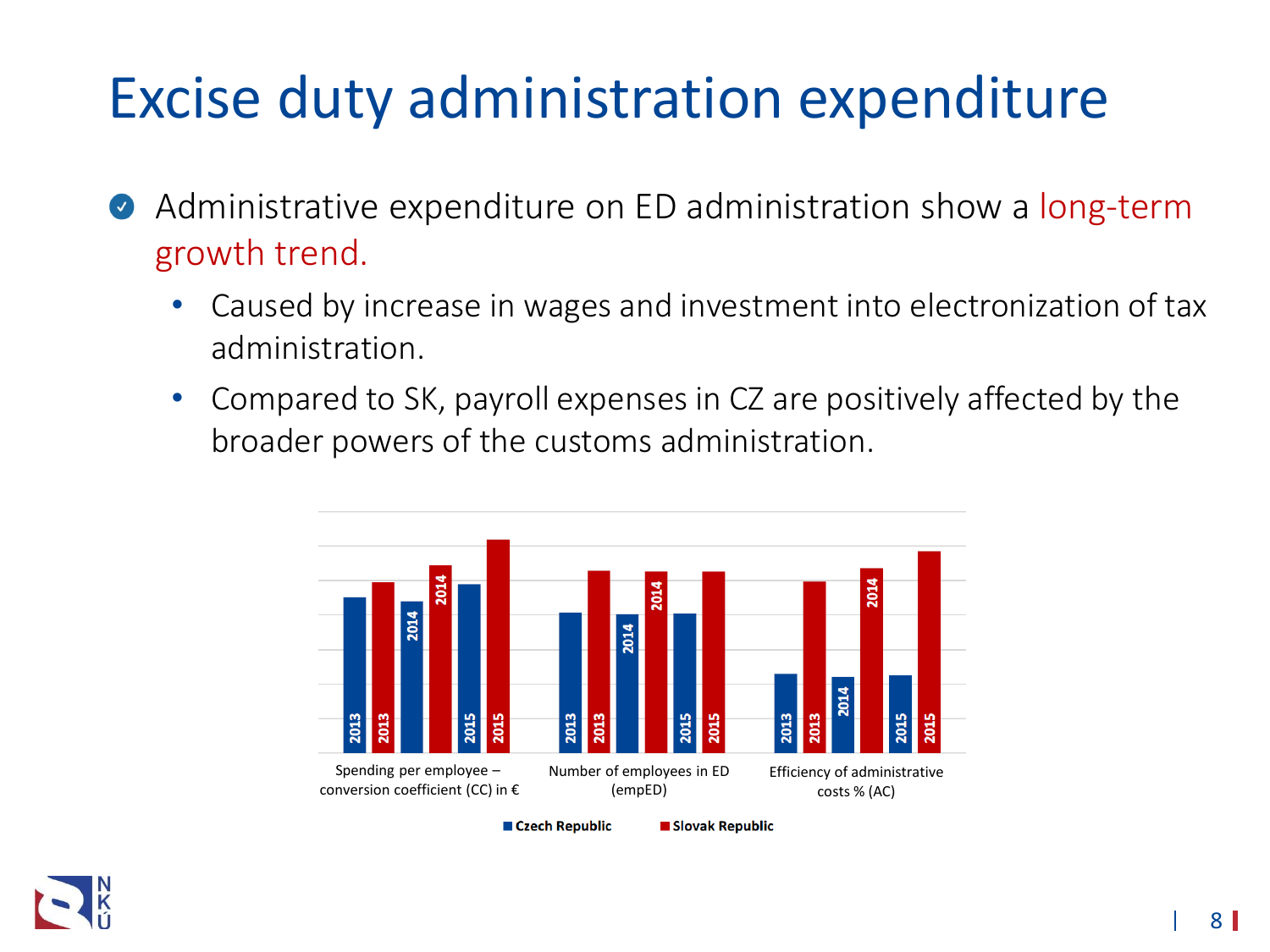# Excise duty administration expenditure

- Administrative expenditure on ED administration show a long-term growth trend.
  - Caused by increase in wages and investment into electronization of tax administration.
  - Compared to SK, payroll expenses in CZ are positively affected by the broader powers of the customs administration.

Spending per employee – conversion coefficient (CC) in €

Number of employees in ED (empED)

Efficiency of administrative costs % (AC)

Czech Republic | Slovak Republic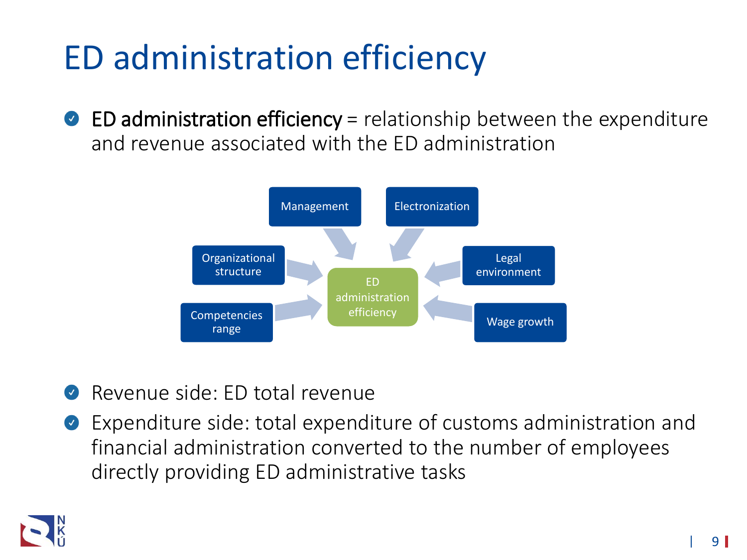# ED administration efficiency

- **ED administration efficiency** = relationship between the expenditure and revenue associated with the ED administration

Management

Electronization

Organizational structure

ED administration efficiency

Legal environment

Competencies range

Wage growth

- Revenue side: ED total revenue
- Expenditure side: total expenditure of customs administration and financial administration converted to the number of employees directly providing ED administrative tasks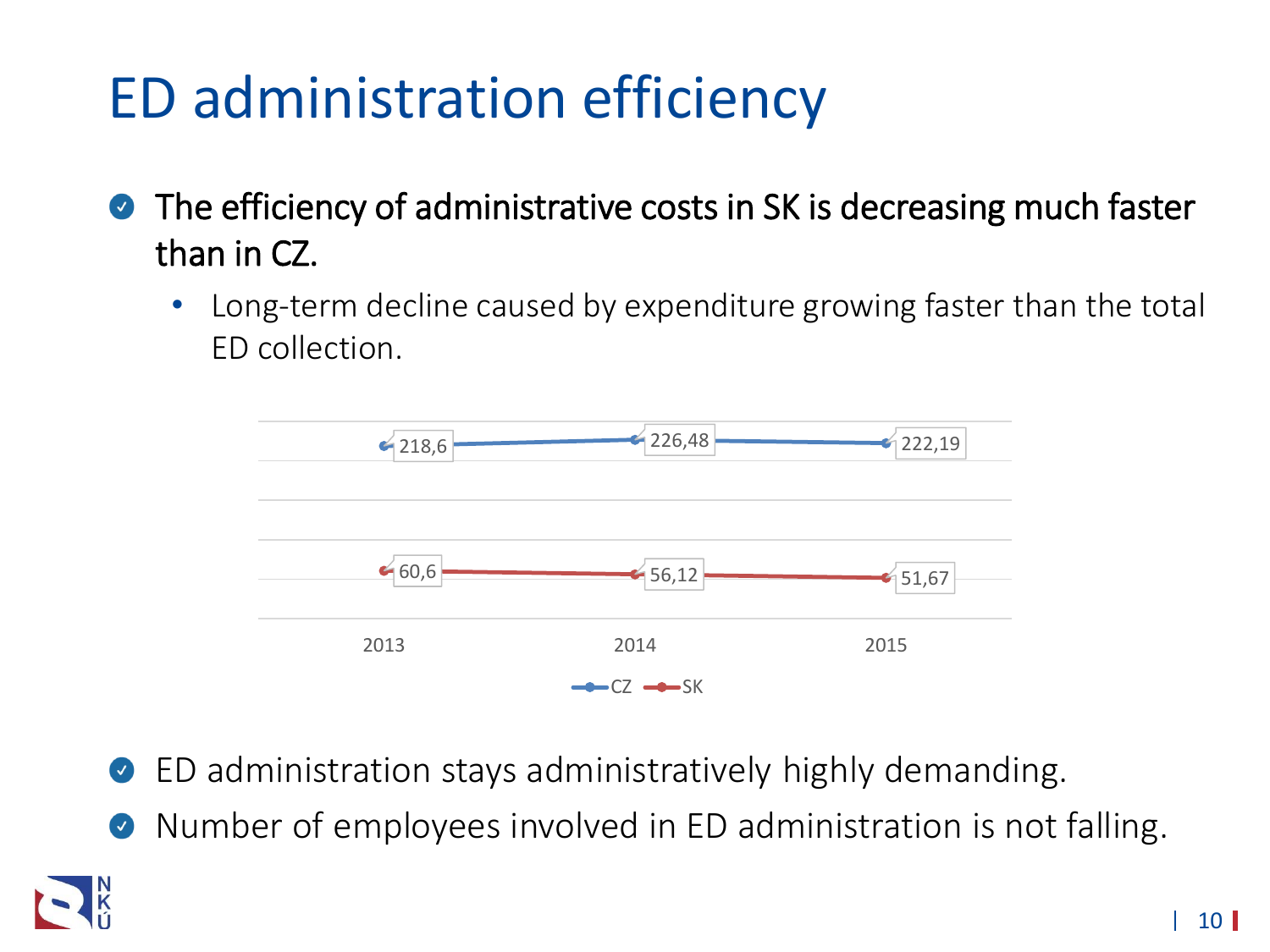# ED administration efficiency

- **The efficiency of administrative costs in SK is decreasing much faster than in CZ.**
  - Long-term decline caused by expenditure growing faster than the total ED collection.

| | 2013 | 2014 | 2015 |
|---|---|---|---|
| CZ | 218,6 | 226,48 | 222,19 |
| SK | 60,6 | 56,12 | 51,67 |

- ED administration stays administratively highly demanding.
- Number of employees involved in ED administration is not falling.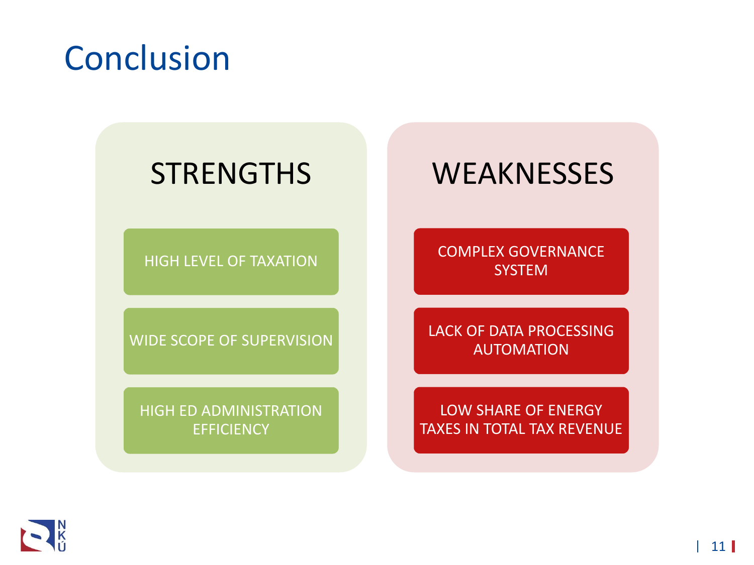# Conclusion

## STRENGTHS

- HIGH LEVEL OF TAXATION
- WIDE SCOPE OF SUPERVISION
- HIGH ED ADMINISTRATION EFFICIENCY

## WEAKNESSES

- COMPLEX GOVERNANCE SYSTEM
- LACK OF DATA PROCESSING AUTOMATION
- LOW SHARE OF ENERGY TAXES IN TOTAL TAX REVENUE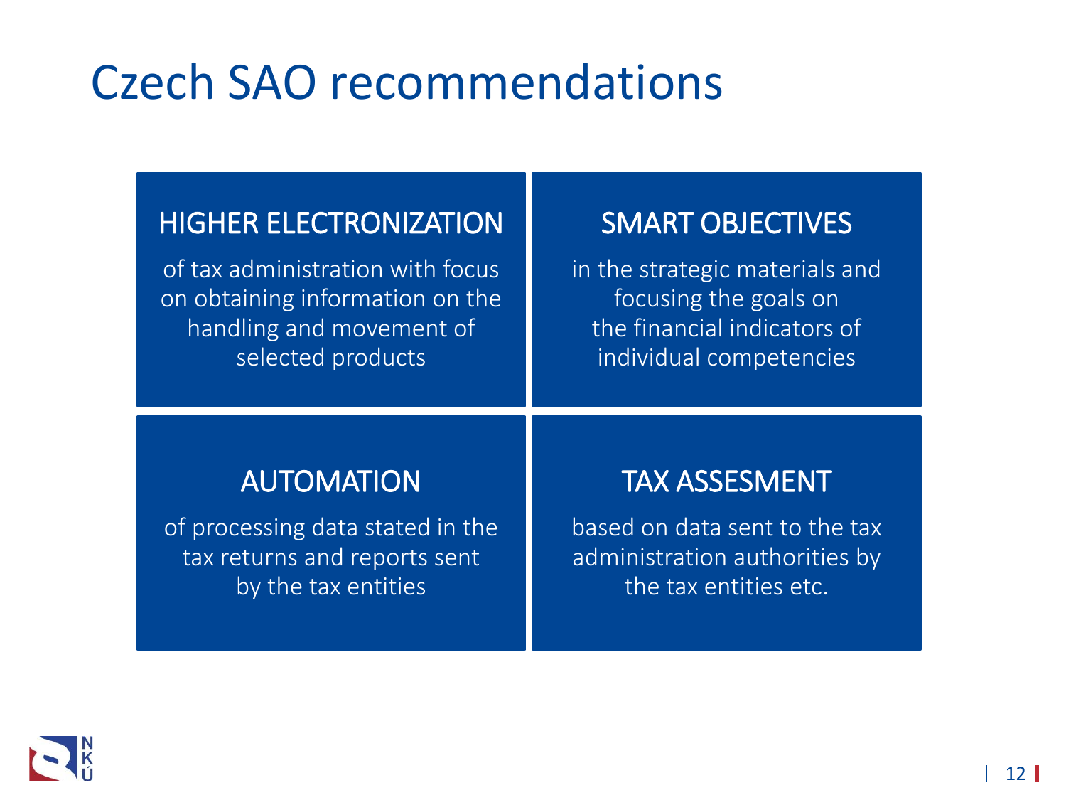# Czech SAO recommendations

## HIGHER ELECTRONIZATION

of tax administration with focus on obtaining information on the handling and movement of selected products

## SMART OBJECTIVES

in the strategic materials and focusing the goals on the financial indicators of individual competencies

## AUTOMATION

of processing data stated in the tax returns and reports sent by the tax entities

## TAX ASSESMENT

based on data sent to the tax administration authorities by the tax entities etc.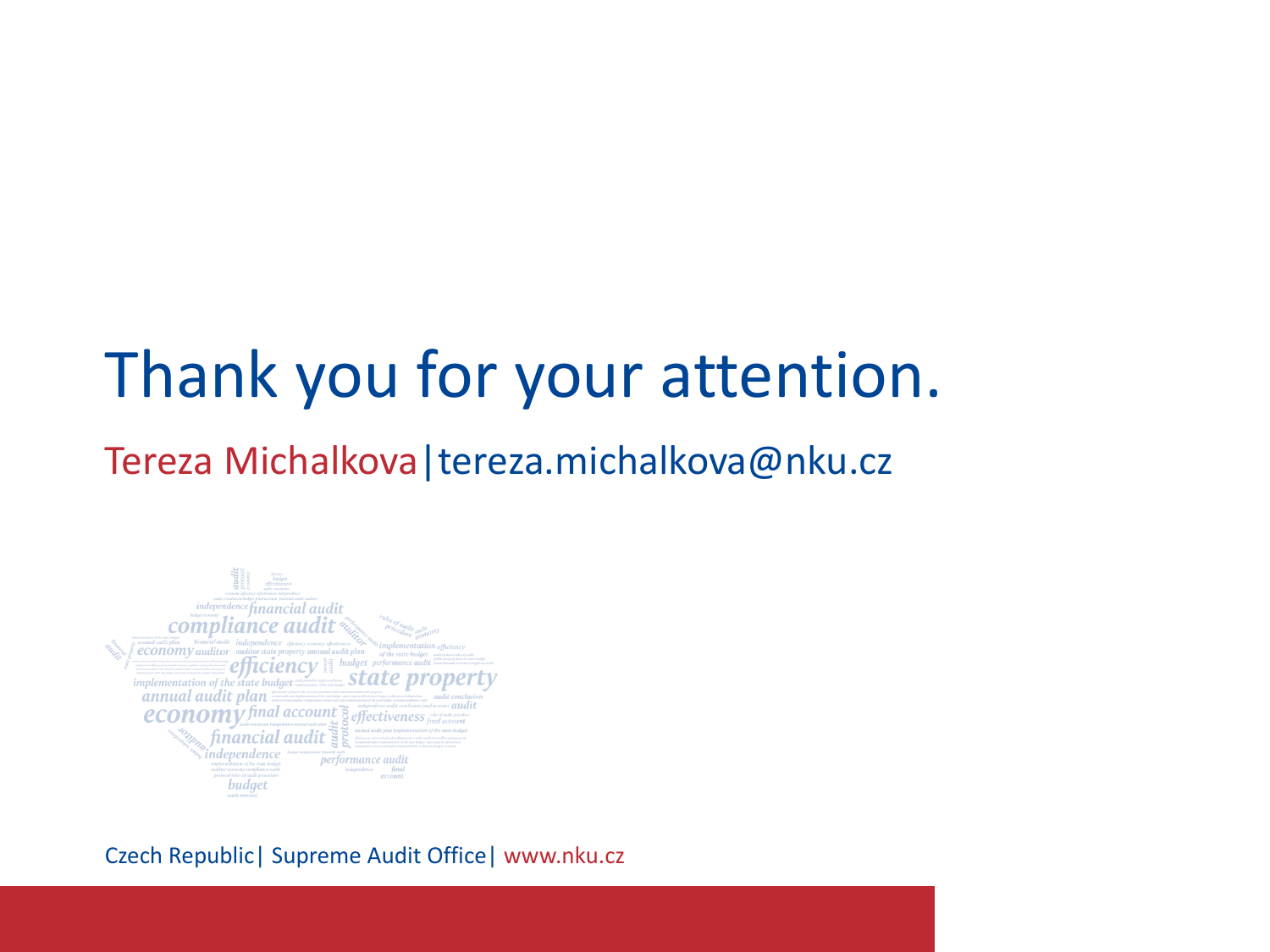# Thank you for your attention.

Tereza Michalkova | tereza.michalkova@nku.cz

Czech Republic | Supreme Audit Office | www.nku.cz